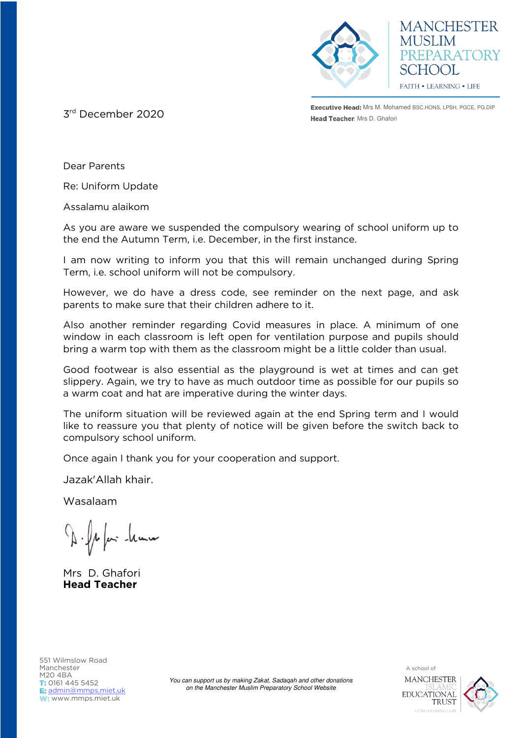MANCHESTER MUSLIM PREPARATORY SCHOOL

FAITH • LEARNING • LIFE

**Executive Head:** Mrs M. Mohamed BSC.HONS, LPSH, PGCE, PG.DIP
**Head Teacher**: Mrs D. Ghafori

3rd December 2020

Dear Parents

Re: Uniform Update

Assalamu alaikom

As you are aware we suspended the compulsory wearing of school uniform up to the end the Autumn Term, i.e. December, in the first instance.

I am now writing to inform you that this will remain unchanged during Spring Term, i.e. school uniform will not be compulsory.

However, we do have a dress code, see reminder on the next page, and ask parents to make sure that their children adhere to it.

Also another reminder regarding Covid measures in place. A minimum of one window in each classroom is left open for ventilation purpose and pupils should bring a warm top with them as the classroom might be a little colder than usual.

Good footwear is also essential as the playground is wet at times and can get slippery. Again, we try to have as much outdoor time as possible for our pupils so a warm coat and hat are imperative during the winter days.

The uniform situation will be reviewed again at the end Spring term and I would like to reassure you that plenty of notice will be given before the switch back to compulsory school uniform.

Once again I thank you for your cooperation and support.

Jazak'Allah khair.

Wasalaam

Mrs D. Ghafori
**Head Teacher**

551 Wilmslow Road
Manchester
M20 4BA
T: 0161 445 5452
E: admin@mmps.miet.uk
W: www.mmps.miet.uk

*You can support us by making Zakat, Sadaqah and other donations on the Manchester Muslim Preparatory School Website*

A school of MANCHESTER ISLAMIC EDUCATIONAL TRUST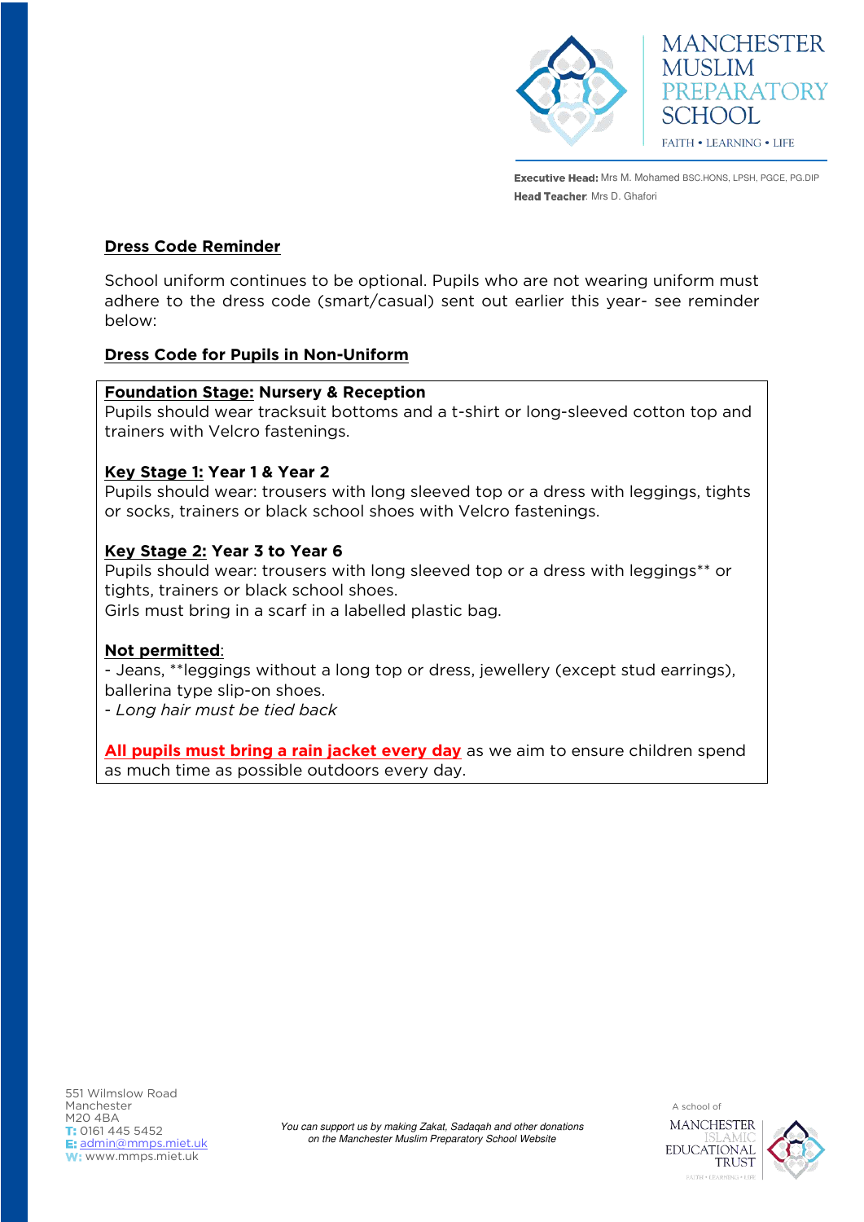**Executive Head:** Mrs M. Mohamed BSC.HONS, LPSH, PGCE, PG.DIP
**Head Teacher**: Mrs D. Ghafori

## Dress Code Reminder

School uniform continues to be optional. Pupils who are not wearing uniform must adhere to the dress code (smart/casual) sent out earlier this year- see reminder below:

## Dress Code for Pupils in Non-Uniform

**Foundation Stage: Nursery & Reception**
Pupils should wear tracksuit bottoms and a t-shirt or long-sleeved cotton top and trainers with Velcro fastenings.

**Key Stage 1: Year 1 & Year 2**
Pupils should wear: trousers with long sleeved top or a dress with leggings, tights or socks, trainers or black school shoes with Velcro fastenings.

**Key Stage 2: Year 3 to Year 6**
Pupils should wear: trousers with long sleeved top or a dress with leggings** or tights, trainers or black school shoes.
Girls must bring in a scarf in a labelled plastic bag.

**Not permitted**:
- Jeans, **leggings without a long top or dress, jewellery (except stud earrings), ballerina type slip-on shoes.
- *Long hair must be tied back*

**All pupils must bring a rain jacket every day** as we aim to ensure children spend as much time as possible outdoors every day.

551 Wilmslow Road
Manchester
M20 4BA
T: 0161 445 5452
E: admin@mmps.miet.uk
W: www.mmps.miet.uk

*You can support us by making Zakat, Sadaqah and other donations on the Manchester Muslim Preparatory School Website*

A school of Manchester Islamic Educational Trust